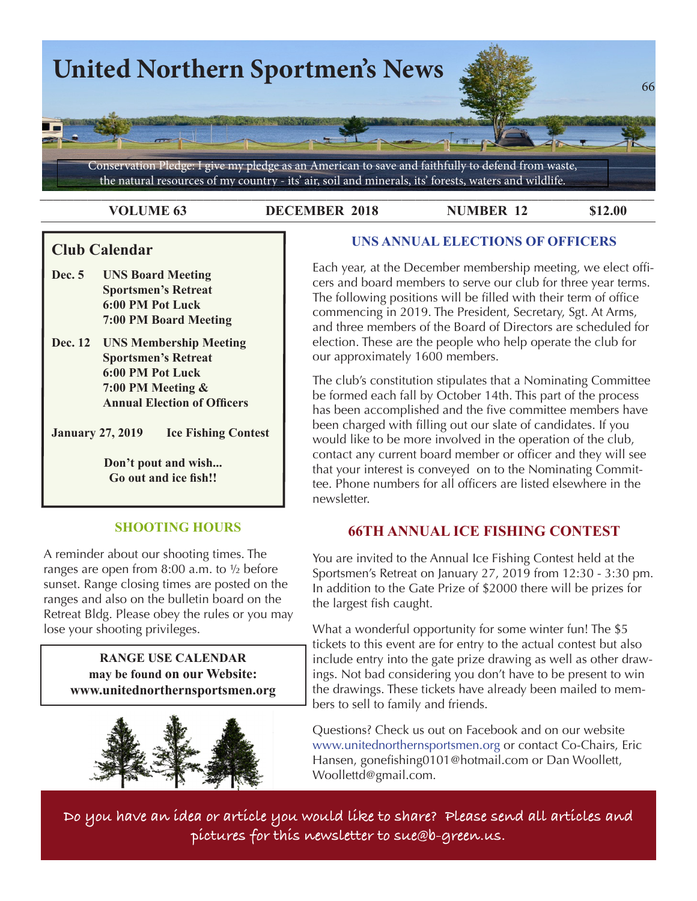# United Northern Sportmen's News

Conservation Pledge: I give my pledge as an American to save and faithfully to defend from waste, the natural resources of my country - its' air, soil and minerals, its' forests, waters and wildlife.

**VOLUME 63** | **DECEMBER 2018** | **NUMBER 12** | **$12.00**

## Club Calendar

**Dec. 5** **UNS Board Meeting**
**Sportsmen's Retreat**
**6:00 PM Pot Luck**
**7:00 PM Board Meeting**

**Dec. 12** **UNS Membership Meeting**
**Sportsmen's Retreat**
**6:00 PM Pot Luck**
**7:00 PM Meeting &**
**Annual Election of Officers**

**January 27, 2019** **Ice Fishing Contest**

**Don't pout and wish...**
**Go out and ice fish!!**

## SHOOTING HOURS

A reminder about our shooting times. The ranges are open from 8:00 a.m. to ½ before sunset. Range closing times are posted on the ranges and also on the bulletin board on the Retreat Bldg. Please obey the rules or you may lose your shooting privileges.

**RANGE USE CALENDAR**
**may be found on our Website:**
**www.unitednorthernsportsmen.org**

## UNS ANNUAL ELECTIONS OF OFFICERS

Each year, at the December membership meeting, we elect officers and board members to serve our club for three year terms. The following positions will be filled with their term of office commencing in 2019. The President, Secretary, Sgt. At Arms, and three members of the Board of Directors are scheduled for election. These are the people who help operate the club for our approximately 1600 members.

The club's constitution stipulates that a Nominating Committee be formed each fall by October 14th. This part of the process has been accomplished and the five committee members have been charged with filling out our slate of candidates. If you would like to be more involved in the operation of the club, contact any current board member or officer and they will see that your interest is conveyed on to the Nominating Committee. Phone numbers for all officers are listed elsewhere in the newsletter.

## 66TH ANNUAL ICE FISHING CONTEST

You are invited to the Annual Ice Fishing Contest held at the Sportsmen's Retreat on January 27, 2019 from 12:30 - 3:30 pm. In addition to the Gate Prize of $2000 there will be prizes for the largest fish caught.

What a wonderful opportunity for some winter fun! The $5 tickets to this event are for entry to the actual contest but also include entry into the gate prize drawing as well as other drawings. Not bad considering you don't have to be present to win the drawings. These tickets have already been mailed to members to sell to family and friends.

Questions? Check us out on Facebook and on our website www.unitednorthernsportsmen.org or contact Co-Chairs, Eric Hansen, gonefishing0101@hotmail.com or Dan Woollett, Woollettd@gmail.com.

Do you have an idea or article you would like to share? Please send all articles and pictures for this newsletter to sue@b-green.us.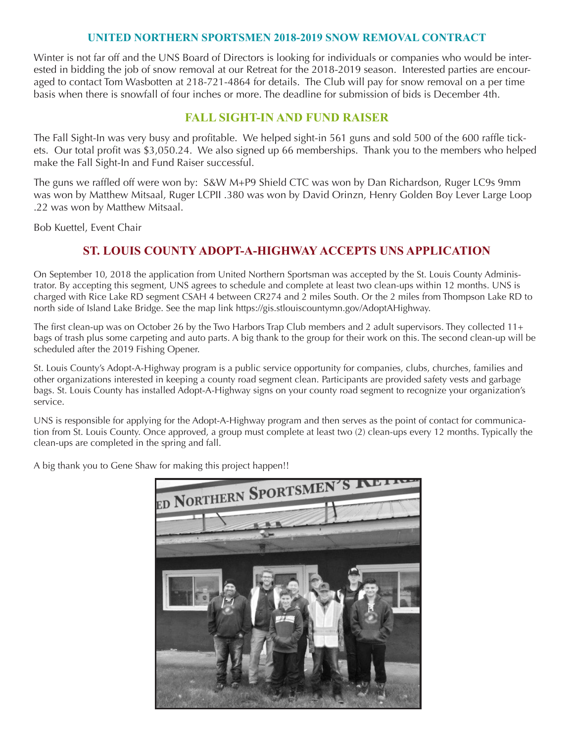## UNITED NORTHERN SPORTSMEN 2018-2019 SNOW REMOVAL CONTRACT

Winter is not far off and the UNS Board of Directors is looking for individuals or companies who would be interested in bidding the job of snow removal at our Retreat for the 2018-2019 season. Interested parties are encouraged to contact Tom Wasbotten at 218-721-4864 for details. The Club will pay for snow removal on a per time basis when there is snowfall of four inches or more. The deadline for submission of bids is December 4th.

## FALL SIGHT-IN AND FUND RAISER

The Fall Sight-In was very busy and profitable. We helped sight-in 561 guns and sold 500 of the 600 raffle tickets. Our total profit was $3,050.24. We also signed up 66 memberships. Thank you to the members who helped make the Fall Sight-In and Fund Raiser successful.

The guns we raffled off were won by: S&W M+P9 Shield CTC was won by Dan Richardson, Ruger LC9s 9mm was won by Matthew Mitsaal, Ruger LCPII .380 was won by David Orinzn, Henry Golden Boy Lever Large Loop .22 was won by Matthew Mitsaal.

Bob Kuettel, Event Chair

## ST. LOUIS COUNTY ADOPT-A-HIGHWAY ACCEPTS UNS APPLICATION

On September 10, 2018 the application from United Northern Sportsman was accepted by the St. Louis County Administrator. By accepting this segment, UNS agrees to schedule and complete at least two clean-ups within 12 months. UNS is charged with Rice Lake RD segment CSAH 4 between CR274 and 2 miles South. Or the 2 miles from Thompson Lake RD to north side of Island Lake Bridge. See the map link https://gis.stlouiscountymn.gov/AdoptAHighway.

The first clean-up was on October 26 by the Two Harbors Trap Club members and 2 adult supervisors. They collected 11+ bags of trash plus some carpeting and auto parts. A big thank to the group for their work on this. The second clean-up will be scheduled after the 2019 Fishing Opener.

St. Louis County's Adopt-A-Highway program is a public service opportunity for companies, clubs, churches, families and other organizations interested in keeping a county road segment clean. Participants are provided safety vests and garbage bags. St. Louis County has installed Adopt-A-Highway signs on your county road segment to recognize your organization's service.

UNS is responsible for applying for the Adopt-A-Highway program and then serves as the point of contact for communication from St. Louis County. Once approved, a group must complete at least two (2) clean-ups every 12 months. Typically the clean-ups are completed in the spring and fall.

A big thank you to Gene Shaw for making this project happen!!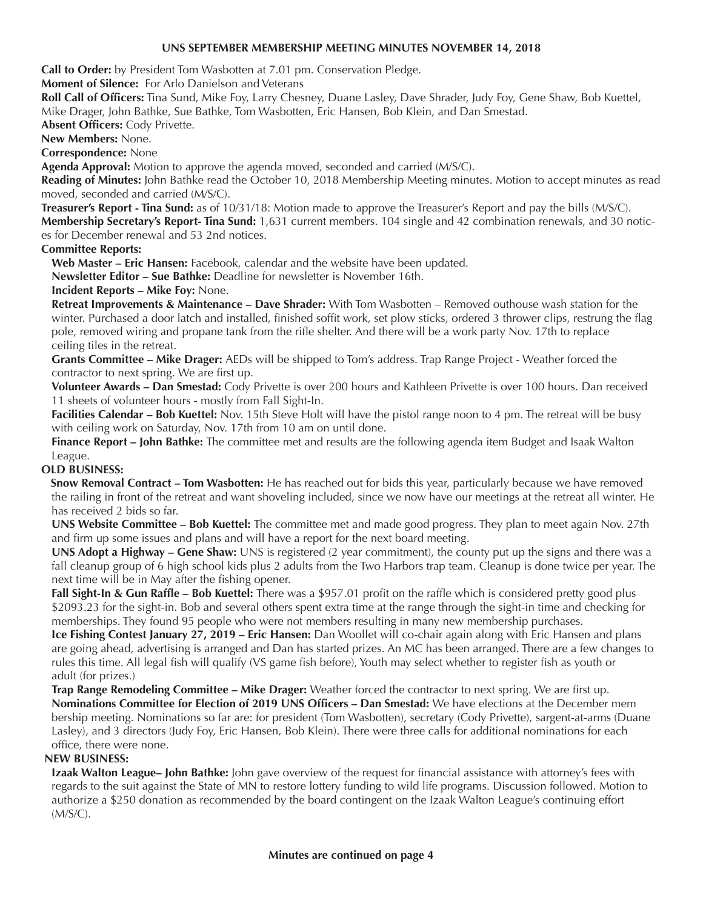# UNS SEPTEMBER MEMBERSHIP MEETING MINUTES NOVEMBER 14, 2018

**Call to Order:** by President Tom Wasbotten at 7.01 pm. Conservation Pledge.

**Moment of Silence:** For Arlo Danielson and Veterans

**Roll Call of Officers:** Tina Sund, Mike Foy, Larry Chesney, Duane Lasley, Dave Shrader, Judy Foy, Gene Shaw, Bob Kuettel, Mike Drager, John Bathke, Sue Bathke, Tom Wasbotten, Eric Hansen, Bob Klein, and Dan Smestad.

**Absent Officers:** Cody Privette.

**New Members:** None.

**Correspondence:** None

**Agenda Approval:** Motion to approve the agenda moved, seconded and carried (M/S/C).

**Reading of Minutes:** John Bathke read the October 10, 2018 Membership Meeting minutes. Motion to accept minutes as read moved, seconded and carried (M/S/C).

**Treasurer's Report - Tina Sund:** as of 10/31/18: Motion made to approve the Treasurer's Report and pay the bills (M/S/C).

**Membership Secretary's Report- Tina Sund:** 1,631 current members. 104 single and 42 combination renewals, and 30 notices for December renewal and 53 2nd notices.

**Committee Reports:**

**Web Master – Eric Hansen:** Facebook, calendar and the website have been updated.

**Newsletter Editor – Sue Bathke:** Deadline for newsletter is November 16th.

**Incident Reports – Mike Foy:** None.

**Retreat Improvements & Maintenance – Dave Shrader:** With Tom Wasbotten – Removed outhouse wash station for the winter. Purchased a door latch and installed, finished soffit work, set plow sticks, ordered 3 thrower clips, restrung the flag pole, removed wiring and propane tank from the rifle shelter. And there will be a work party Nov. 17th to replace ceiling tiles in the retreat.

**Grants Committee – Mike Drager:** AEDs will be shipped to Tom's address. Trap Range Project - Weather forced the contractor to next spring. We are first up.

**Volunteer Awards – Dan Smestad:** Cody Privette is over 200 hours and Kathleen Privette is over 100 hours. Dan received 11 sheets of volunteer hours - mostly from Fall Sight-In.

**Facilities Calendar – Bob Kuettel:** Nov. 15th Steve Holt will have the pistol range noon to 4 pm. The retreat will be busy with ceiling work on Saturday, Nov. 17th from 10 am on until done.

**Finance Report – John Bathke:** The committee met and results are the following agenda item Budget and Isaak Walton League.

**OLD BUSINESS:**

**Snow Removal Contract – Tom Wasbotten:** He has reached out for bids this year, particularly because we have removed the railing in front of the retreat and want shoveling included, since we now have our meetings at the retreat all winter. He has received 2 bids so far.

**UNS Website Committee – Bob Kuettel:** The committee met and made good progress. They plan to meet again Nov. 27th and firm up some issues and plans and will have a report for the next board meeting.

**UNS Adopt a Highway – Gene Shaw:** UNS is registered (2 year commitment), the county put up the signs and there was a fall cleanup group of 6 high school kids plus 2 adults from the Two Harbors trap team. Cleanup is done twice per year. The next time will be in May after the fishing opener.

**Fall Sight-In & Gun Raffle – Bob Kuettel:** There was a $957.01 profit on the raffle which is considered pretty good plus $2093.23 for the sight-in. Bob and several others spent extra time at the range through the sight-in time and checking for memberships. They found 95 people who were not members resulting in many new membership purchases.

**Ice Fishing Contest January 27, 2019 – Eric Hansen:** Dan Woollet will co-chair again along with Eric Hansen and plans are going ahead, advertising is arranged and Dan has started prizes. An MC has been arranged. There are a few changes to rules this time. All legal fish will qualify (VS game fish before), Youth may select whether to register fish as youth or adult (for prizes.)

**Trap Range Remodeling Committee – Mike Drager:** Weather forced the contractor to next spring. We are first up.

**Nominations Committee for Election of 2019 UNS Officers – Dan Smestad:** We have elections at the December membership meeting. Nominations so far are: for president (Tom Wasbotten), secretary (Cody Privette), sargent-at-arms (Duane Lasley), and 3 directors (Judy Foy, Eric Hansen, Bob Klein). There were three calls for additional nominations for each office, there were none.

**NEW BUSINESS:**

**Izaak Walton League– John Bathke:** John gave overview of the request for financial assistance with attorney's fees with regards to the suit against the State of MN to restore lottery funding to wild life programs. Discussion followed. Motion to authorize a $250 donation as recommended by the board contingent on the Izaak Walton League's continuing effort (M/S/C).

**Minutes are continued on page 4**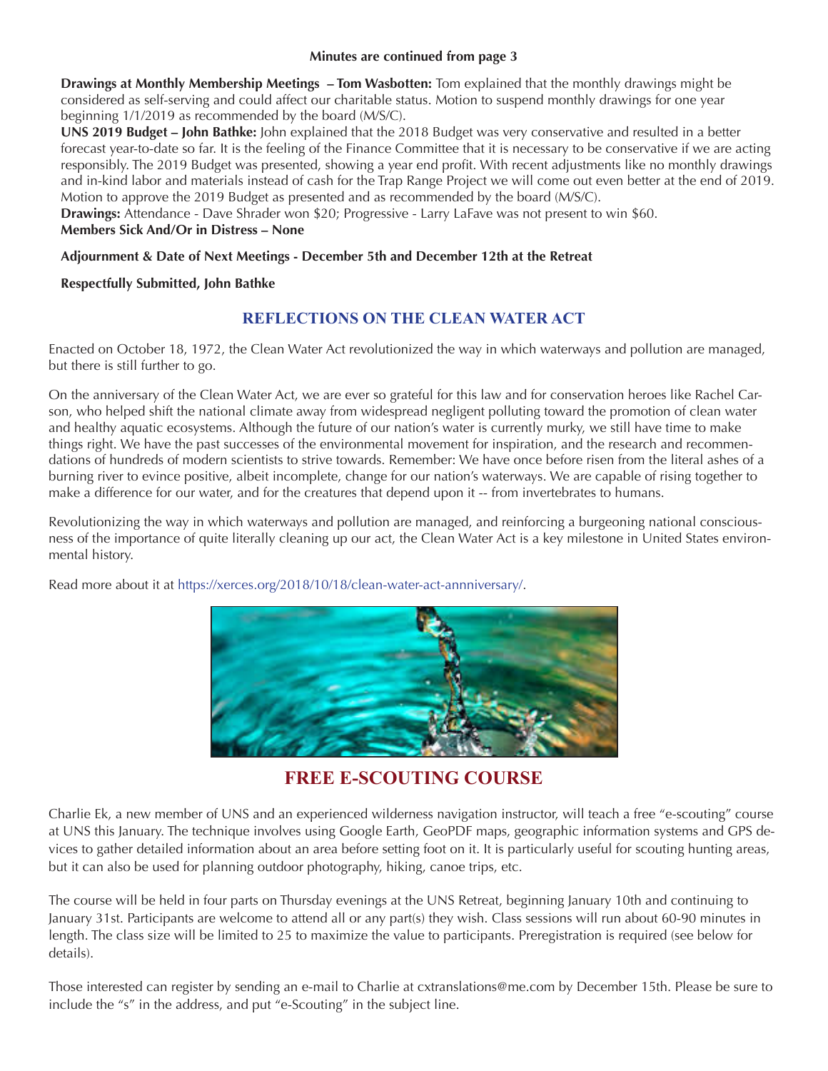**Minutes are continued from page 3**

**Drawings at Monthly Membership Meetings – Tom Wasbotten:** Tom explained that the monthly drawings might be considered as self-serving and could affect our charitable status. Motion to suspend monthly drawings for one year beginning 1/1/2019 as recommended by the board (M/S/C).

**UNS 2019 Budget – John Bathke:** John explained that the 2018 Budget was very conservative and resulted in a better forecast year-to-date so far. It is the feeling of the Finance Committee that it is necessary to be conservative if we are acting responsibly. The 2019 Budget was presented, showing a year end profit. With recent adjustments like no monthly drawings and in-kind labor and materials instead of cash for the Trap Range Project we will come out even better at the end of 2019. Motion to approve the 2019 Budget as presented and as recommended by the board (M/S/C).

**Drawings:** Attendance - Dave Shrader won $20; Progressive - Larry LaFave was not present to win $60.

**Members Sick And/Or in Distress – None**

**Adjournment & Date of Next Meetings - December 5th and December 12th at the Retreat**

**Respectfully Submitted, John Bathke**

## REFLECTIONS ON THE CLEAN WATER ACT

Enacted on October 18, 1972, the Clean Water Act revolutionized the way in which waterways and pollution are managed, but there is still further to go.

On the anniversary of the Clean Water Act, we are ever so grateful for this law and for conservation heroes like Rachel Carson, who helped shift the national climate away from widespread negligent polluting toward the promotion of clean water and healthy aquatic ecosystems. Although the future of our nation's water is currently murky, we still have time to make things right. We have the past successes of the environmental movement for inspiration, and the research and recommendations of hundreds of modern scientists to strive towards. Remember: We have once before risen from the literal ashes of a burning river to evince positive, albeit incomplete, change for our nation's waterways. We are capable of rising together to make a difference for our water, and for the creatures that depend upon it -- from invertebrates to humans.

Revolutionizing the way in which waterways and pollution are managed, and reinforcing a burgeoning national consciousness of the importance of quite literally cleaning up our act, the Clean Water Act is a key milestone in United States environmental history.

Read more about it at https://xerces.org/2018/10/18/clean-water-act-annniversary/.

## FREE E-SCOUTING COURSE

Charlie Ek, a new member of UNS and an experienced wilderness navigation instructor, will teach a free "e-scouting" course at UNS this January. The technique involves using Google Earth, GeoPDF maps, geographic information systems and GPS devices to gather detailed information about an area before setting foot on it. It is particularly useful for scouting hunting areas, but it can also be used for planning outdoor photography, hiking, canoe trips, etc.

The course will be held in four parts on Thursday evenings at the UNS Retreat, beginning January 10th and continuing to January 31st. Participants are welcome to attend all or any part(s) they wish. Class sessions will run about 60-90 minutes in length. The class size will be limited to 25 to maximize the value to participants. Preregistration is required (see below for details).

Those interested can register by sending an e-mail to Charlie at cxtranslations@me.com by December 15th. Please be sure to include the "s" in the address, and put "e-Scouting" in the subject line.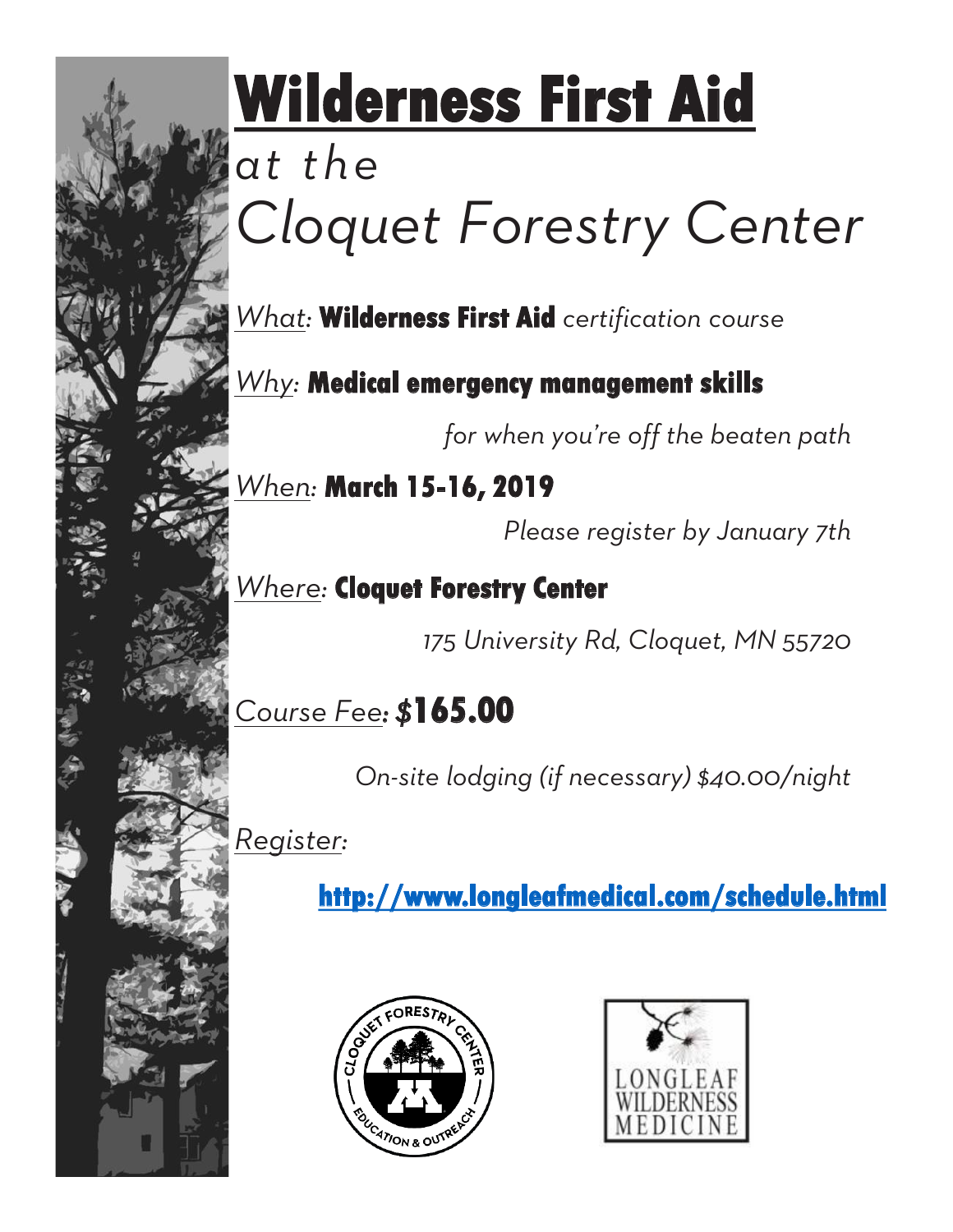# Wilderness First Aid

*at the*

*Cloquet Forestry Center*

*What:* **Wilderness First Aid** *certification course*

*Why:* **Medical emergency management skills**

*for when you're off the beaten path*

*When:* **March 15-16, 2019**

*Please register by January 7th*

*Where:* **Cloquet Forestry Center**

*175 University Rd, Cloquet, MN 55720*

*Course Fee:* **$165.00**

*On-site lodging (if necessary) $40.00/night*

*Register:*

**http://www.longleafmedical.com/schedule.html**

CLOQUET FORESTRY CENTER — EDUCATION & OUTREACH

LONGLEAF WILDERNESS MEDICINE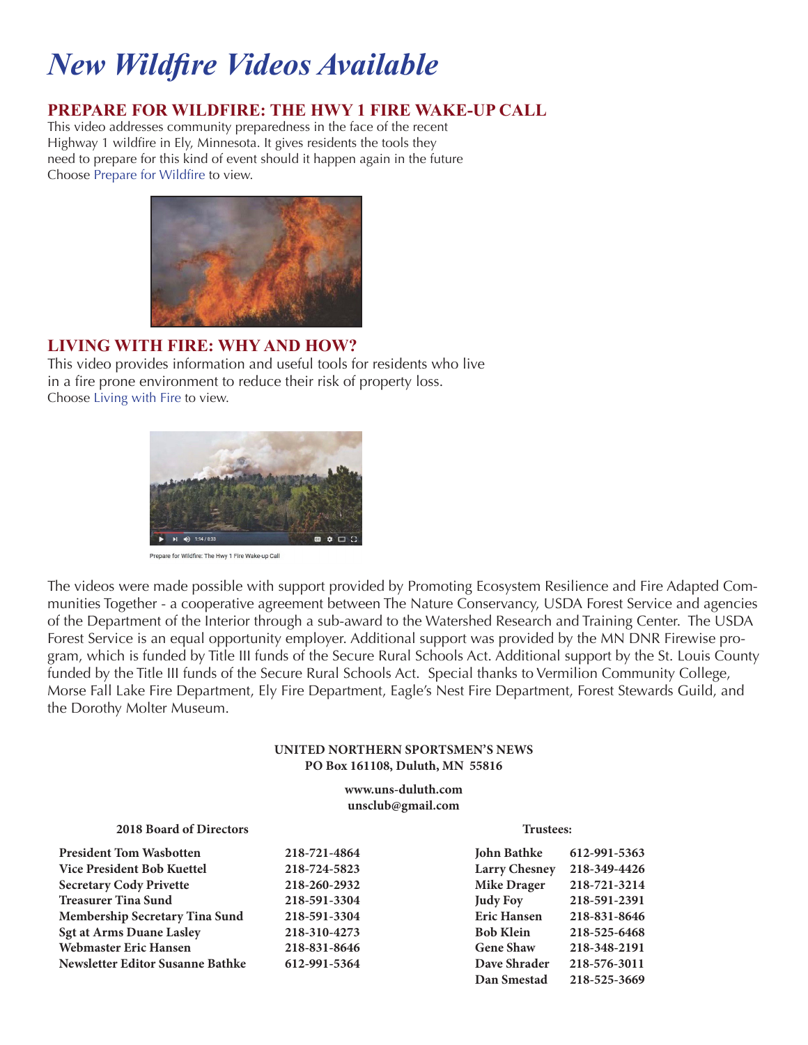# *New Wildfire Videos Available*

## PREPARE FOR WILDFIRE: THE HWY 1 FIRE WAKE-UP CALL

This video addresses community preparedness in the face of the recent Highway 1 wildfire in Ely, Minnesota. It gives residents the tools they need to prepare for this kind of event should it happen again in the future Choose Prepare for Wildfire to view.

## LIVING WITH FIRE: WHY AND HOW?

This video provides information and useful tools for residents who live in a fire prone environment to reduce their risk of property loss. Choose Living with Fire to view.

Prepare for Wildfire: The Hwy 1 Fire Wake-up Call

The videos were made possible with support provided by Promoting Ecosystem Resilience and Fire Adapted Communities Together - a cooperative agreement between The Nature Conservancy, USDA Forest Service and agencies of the Department of the Interior through a sub-award to the Watershed Research and Training Center. The USDA Forest Service is an equal opportunity employer. Additional support was provided by the MN DNR Firewise program, which is funded by Title III funds of the Secure Rural Schools Act. Additional support by the St. Louis County funded by the Title III funds of the Secure Rural Schools Act. Special thanks to Vermilion Community College, Morse Fall Lake Fire Department, Ely Fire Department, Eagle's Nest Fire Department, Forest Stewards Guild, and the Dorothy Molter Museum.

**UNITED NORTHERN SPORTSMEN'S NEWS**
**PO Box 161108, Duluth, MN 55816**

**www.uns-duluth.com**
**unsclub@gmail.com**

**2018 Board of Directors**

| | |
|---|---|
| **President Tom Wasbotten** | **218-721-4864** |
| **Vice President Bob Kuettel** | **218-724-5823** |
| **Secretary Cody Privette** | **218-260-2932** |
| **Treasurer Tina Sund** | **218-591-3304** |
| **Membership Secretary Tina Sund** | **218-591-3304** |
| **Sgt at Arms Duane Lasley** | **218-310-4273** |
| **Webmaster Eric Hansen** | **218-831-8646** |
| **Newsletter Editor Susanne Bathke** | **612-991-5364** |

**Trustees:**

| | |
|---|---|
| **John Bathke** | **612-991-5363** |
| **Larry Chesney** | **218-349-4426** |
| **Mike Drager** | **218-721-3214** |
| **Judy Foy** | **218-591-2391** |
| **Eric Hansen** | **218-831-8646** |
| **Bob Klein** | **218-525-6468** |
| **Gene Shaw** | **218-348-2191** |
| **Dave Shrader** | **218-576-3011** |
| **Dan Smestad** | **218-525-3669** |